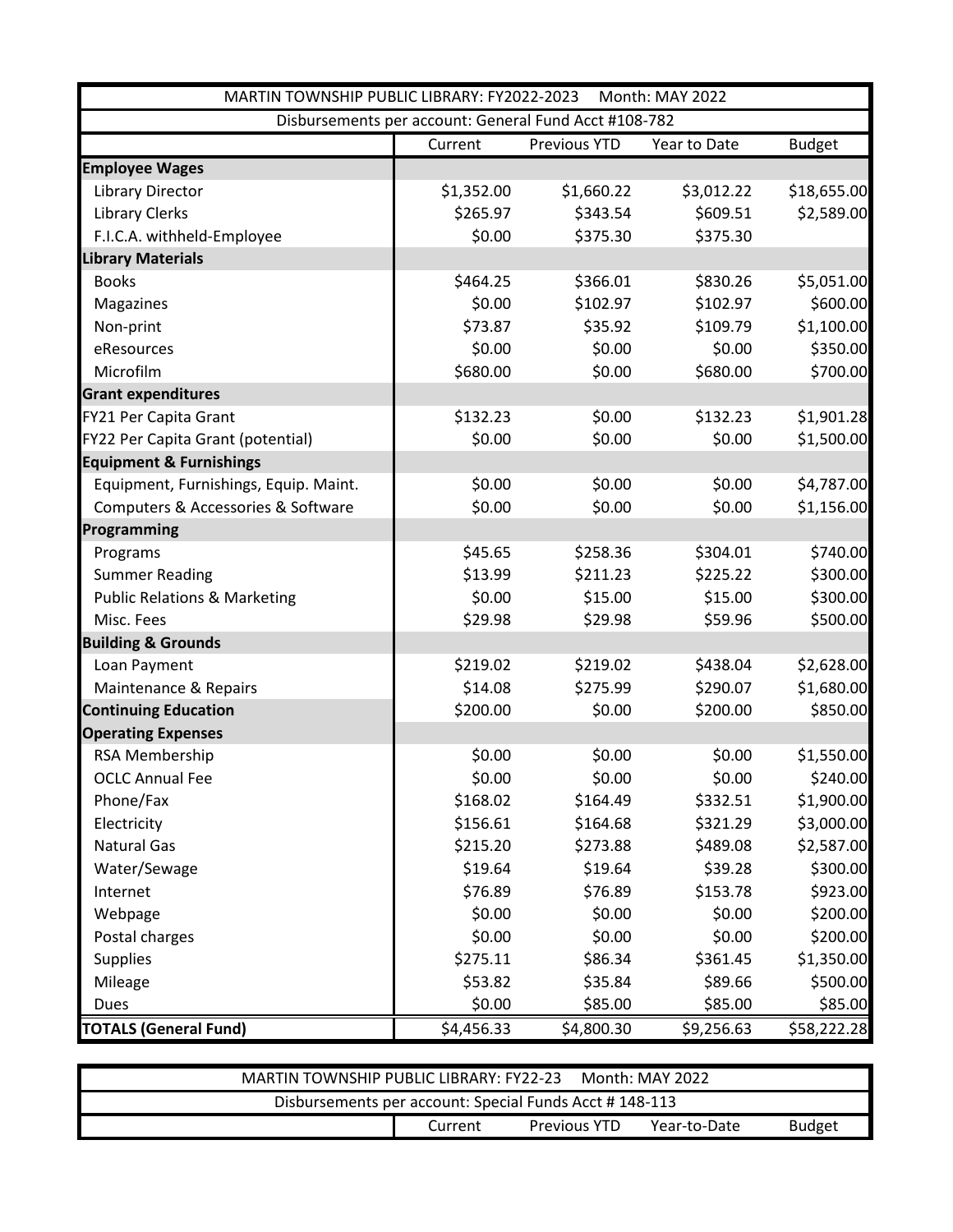| MARTIN TOWNSHIP PUBLIC LIBRARY: FY2022-2023 Month: MAY 2022 | | | | |
|---|---|---|---|---|
| Disbursements per account: General Fund Acct #108-782 | | | | |
| | Current | Previous YTD | Year to Date | Budget |
| **Employee Wages** | | | | |
| Library Director | $1,352.00 | $1,660.22 | $3,012.22 | $18,655.00 |
| Library Clerks | $265.97 | $343.54 | $609.51 | $2,589.00 |
| F.I.C.A. withheld-Employee | $0.00 | $375.30 | $375.30 | |
| **Library Materials** | | | | |
| Books | $464.25 | $366.01 | $830.26 | $5,051.00 |
| Magazines | $0.00 | $102.97 | $102.97 | $600.00 |
| Non-print | $73.87 | $35.92 | $109.79 | $1,100.00 |
| eResources | $0.00 | $0.00 | $0.00 | $350.00 |
| Microfilm | $680.00 | $0.00 | $680.00 | $700.00 |
| **Grant expenditures** | | | | |
| FY21 Per Capita Grant | $132.23 | $0.00 | $132.23 | $1,901.28 |
| FY22 Per Capita Grant (potential) | $0.00 | $0.00 | $0.00 | $1,500.00 |
| **Equipment & Furnishings** | | | | |
| Equipment, Furnishings, Equip. Maint. | $0.00 | $0.00 | $0.00 | $4,787.00 |
| Computers & Accessories & Software | $0.00 | $0.00 | $0.00 | $1,156.00 |
| **Programming** | | | | |
| Programs | $45.65 | $258.36 | $304.01 | $740.00 |
| Summer Reading | $13.99 | $211.23 | $225.22 | $300.00 |
| Public Relations & Marketing | $0.00 | $15.00 | $15.00 | $300.00 |
| Misc. Fees | $29.98 | $29.98 | $59.96 | $500.00 |
| **Building & Grounds** | | | | |
| Loan Payment | $219.02 | $219.02 | $438.04 | $2,628.00 |
| Maintenance & Repairs | $14.08 | $275.99 | $290.07 | $1,680.00 |
| **Continuing Education** | $200.00 | $0.00 | $200.00 | $850.00 |
| **Operating Expenses** | | | | |
| RSA Membership | $0.00 | $0.00 | $0.00 | $1,550.00 |
| OCLC Annual Fee | $0.00 | $0.00 | $0.00 | $240.00 |
| Phone/Fax | $168.02 | $164.49 | $332.51 | $1,900.00 |
| Electricity | $156.61 | $164.68 | $321.29 | $3,000.00 |
| Natural Gas | $215.20 | $273.88 | $489.08 | $2,587.00 |
| Water/Sewage | $19.64 | $19.64 | $39.28 | $300.00 |
| Internet | $76.89 | $76.89 | $153.78 | $923.00 |
| Webpage | $0.00 | $0.00 | $0.00 | $200.00 |
| Postal charges | $0.00 | $0.00 | $0.00 | $200.00 |
| Supplies | $275.11 | $86.34 | $361.45 | $1,350.00 |
| Mileage | $53.82 | $35.84 | $89.66 | $500.00 |
| Dues | $0.00 | $85.00 | $85.00 | $85.00 |
| **TOTALS (General Fund)** | $4,456.33 | $4,800.30 | $9,256.63 | $58,222.28 |

| MARTIN TOWNSHIP PUBLIC LIBRARY: FY22-23 Month: MAY 2022 | | | | |
|---|---|---|---|---|
| Disbursements per account: Special Funds Acct # 148-113 | | | | |
| | Current | Previous YTD | Year-to-Date | Budget |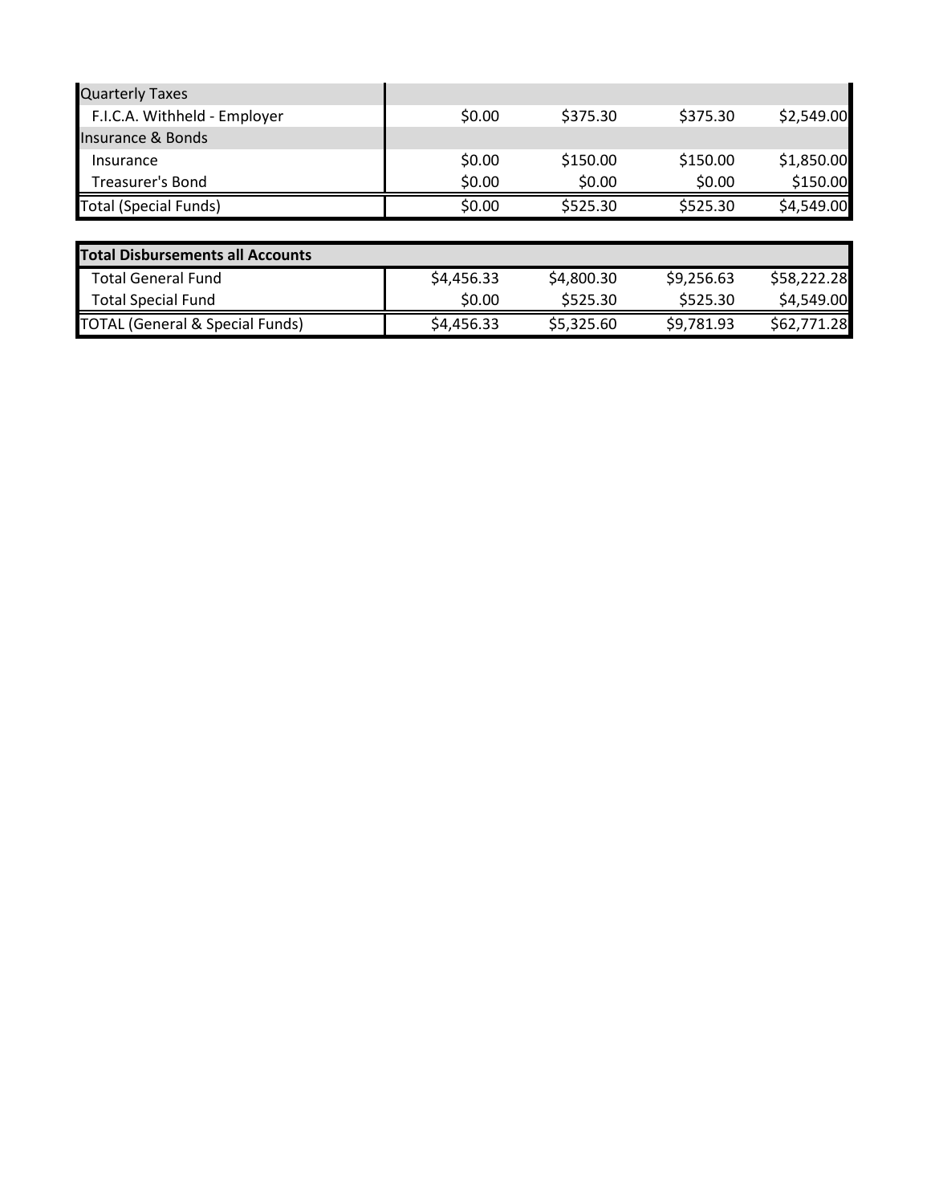| | | | | |
|---|---|---|---|---|
| Quarterly Taxes | | | | |
| F.I.C.A. Withheld - Employer | $0.00 | $375.30 | $375.30 | $2,549.00 |
| Insurance & Bonds | | | | |
| Insurance | $0.00 | $150.00 | $150.00 | $1,850.00 |
| Treasurer's Bond | $0.00 | $0.00 | $0.00 | $150.00 |
| Total (Special Funds) | $0.00 | $525.30 | $525.30 | $4,549.00 |

| **Total Disbursements all Accounts** | | | | |
|---|---|---|---|---|
| Total General Fund | $4,456.33 | $4,800.30 | $9,256.63 | $58,222.28 |
| Total Special Fund | $0.00 | $525.30 | $525.30 | $4,549.00 |
| TOTAL (General & Special Funds) | $4,456.33 | $5,325.60 | $9,781.93 | $62,771.28 |